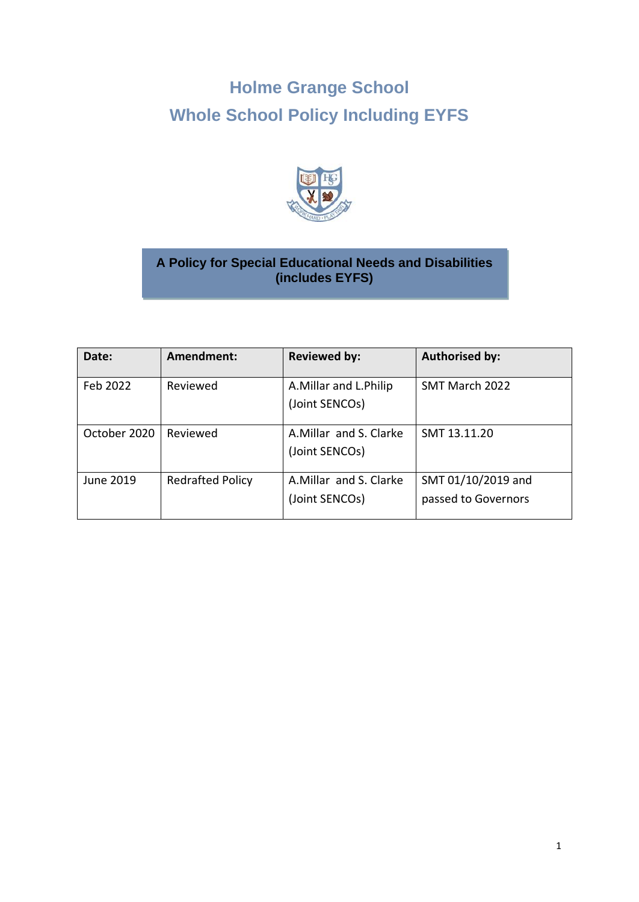# Holme Grange School
# Whole School Policy Including EYFS

## A Policy for Special Educational Needs and Disabilities (includes EYFS)

| Date: | Amendment: | Reviewed by: | Authorised by: |
| --- | --- | --- | --- |
| Feb 2022 | Reviewed | A.Millar and L.Philip (Joint SENCOs) | SMT March 2022 |
| October 2020 | Reviewed | A.Millar and S. Clarke (Joint SENCOs) | SMT 13.11.20 |
| June 2019 | Redrafted Policy | A.Millar and S. Clarke (Joint SENCOs) | SMT 01/10/2019 and passed to Governors |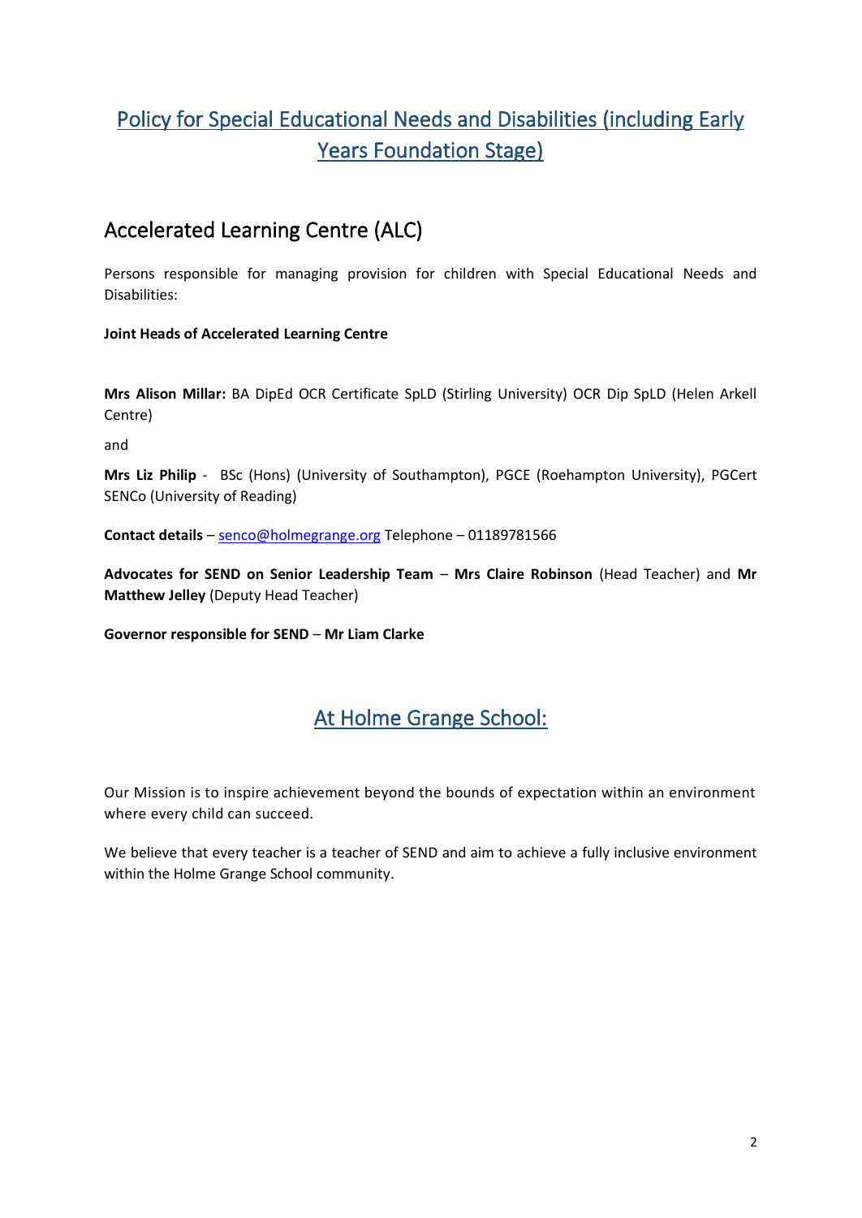# Policy for Special Educational Needs and Disabilities (including Early Years Foundation Stage)

## Accelerated Learning Centre (ALC)

Persons responsible for managing provision for children with Special Educational Needs and Disabilities:

**Joint Heads of Accelerated Learning Centre**

**Mrs Alison Millar:** BA DipEd OCR Certificate SpLD (Stirling University) OCR Dip SpLD (Helen Arkell Centre)

and

**Mrs Liz Philip** - BSc (Hons) (University of Southampton), PGCE (Roehampton University), PGCert SENCo (University of Reading)

**Contact details** – senco@holmegrange.org Telephone – 01189781566

**Advocates for SEND on Senior Leadership Team** – **Mrs Claire Robinson** (Head Teacher) and **Mr Matthew Jelley** (Deputy Head Teacher)

**Governor responsible for SEND** – **Mr Liam Clarke**

## At Holme Grange School:

Our Mission is to inspire achievement beyond the bounds of expectation within an environment where every child can succeed.

We believe that every teacher is a teacher of SEND and aim to achieve a fully inclusive environment within the Holme Grange School community.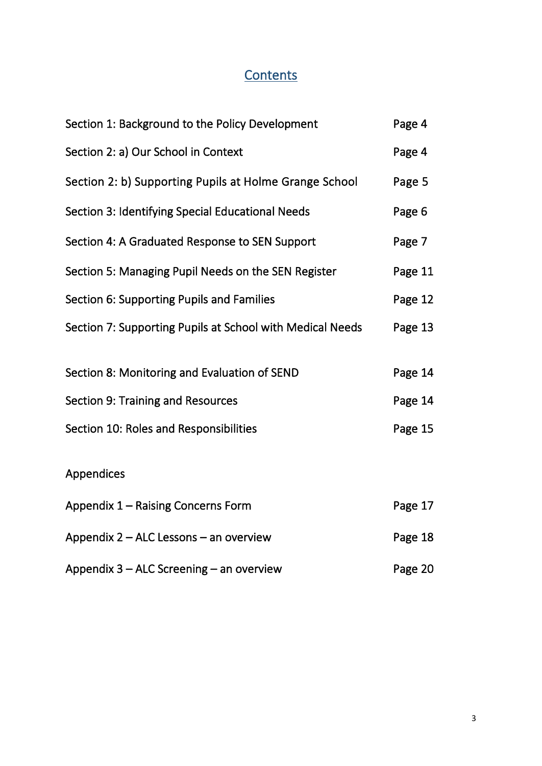# Contents

| | |
|---|---|
| Section 1: Background to the Policy Development | Page 4 |
| Section 2: a) Our School in Context | Page 4 |
| Section 2: b) Supporting Pupils at Holme Grange School | Page 5 |
| Section 3: Identifying Special Educational Needs | Page 6 |
| Section 4: A Graduated Response to SEN Support | Page 7 |
| Section 5: Managing Pupil Needs on the SEN Register | Page 11 |
| Section 6: Supporting Pupils and Families | Page 12 |
| Section 7: Supporting Pupils at School with Medical Needs | Page 13 |
| Section 8: Monitoring and Evaluation of SEND | Page 14 |
| Section 9: Training and Resources | Page 14 |
| Section 10: Roles and Responsibilities | Page 15 |

Appendices

| | |
|---|---|
| Appendix 1 – Raising Concerns Form | Page 17 |
| Appendix 2 – ALC Lessons – an overview | Page 18 |
| Appendix 3 – ALC Screening – an overview | Page 20 |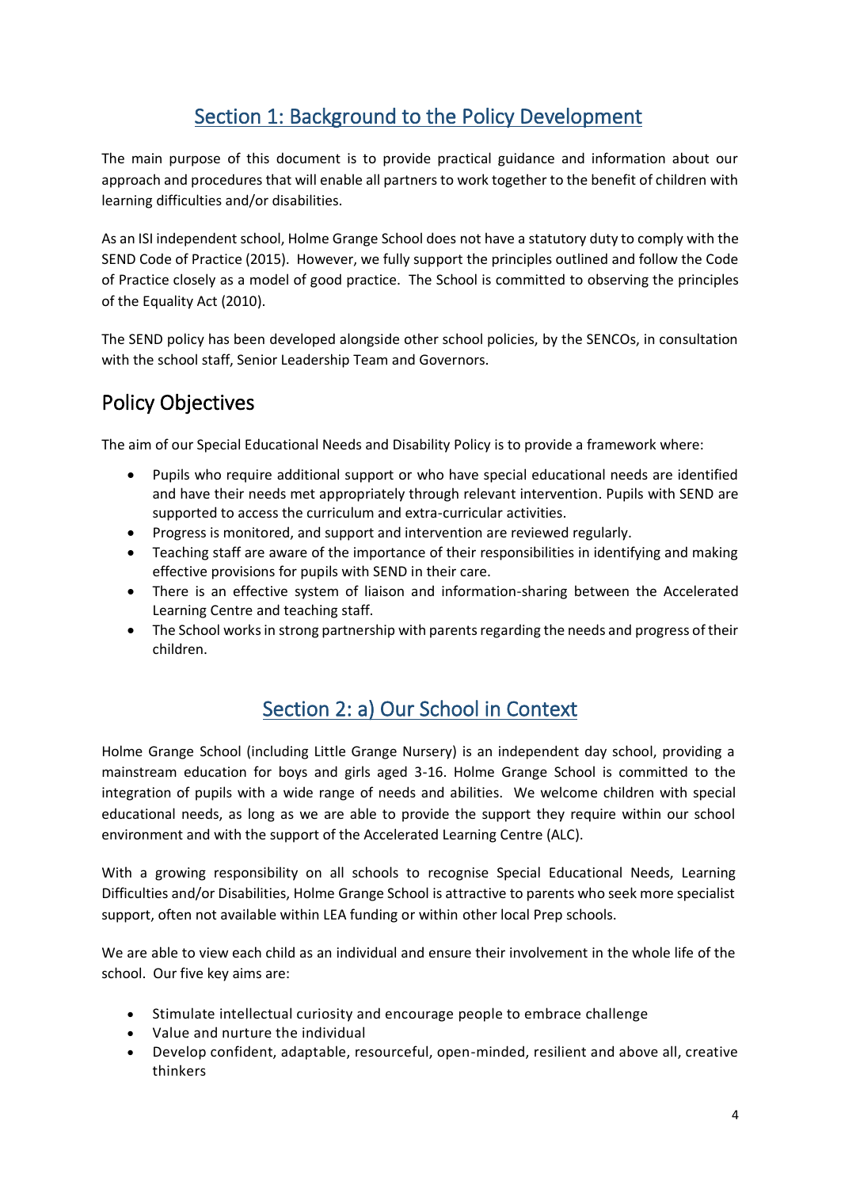## Section 1: Background to the Policy Development

The main purpose of this document is to provide practical guidance and information about our approach and procedures that will enable all partners to work together to the benefit of children with learning difficulties and/or disabilities.

As an ISI independent school, Holme Grange School does not have a statutory duty to comply with the SEND Code of Practice (2015). However, we fully support the principles outlined and follow the Code of Practice closely as a model of good practice. The School is committed to observing the principles of the Equality Act (2010).

The SEND policy has been developed alongside other school policies, by the SENCOs, in consultation with the school staff, Senior Leadership Team and Governors.

## Policy Objectives

The aim of our Special Educational Needs and Disability Policy is to provide a framework where:

- Pupils who require additional support or who have special educational needs are identified and have their needs met appropriately through relevant intervention. Pupils with SEND are supported to access the curriculum and extra-curricular activities.
- Progress is monitored, and support and intervention are reviewed regularly.
- Teaching staff are aware of the importance of their responsibilities in identifying and making effective provisions for pupils with SEND in their care.
- There is an effective system of liaison and information-sharing between the Accelerated Learning Centre and teaching staff.
- The School works in strong partnership with parents regarding the needs and progress of their children.

## Section 2: a) Our School in Context

Holme Grange School (including Little Grange Nursery) is an independent day school, providing a mainstream education for boys and girls aged 3-16. Holme Grange School is committed to the integration of pupils with a wide range of needs and abilities. We welcome children with special educational needs, as long as we are able to provide the support they require within our school environment and with the support of the Accelerated Learning Centre (ALC).

With a growing responsibility on all schools to recognise Special Educational Needs, Learning Difficulties and/or Disabilities, Holme Grange School is attractive to parents who seek more specialist support, often not available within LEA funding or within other local Prep schools.

We are able to view each child as an individual and ensure their involvement in the whole life of the school. Our five key aims are:

- Stimulate intellectual curiosity and encourage people to embrace challenge
- Value and nurture the individual
- Develop confident, adaptable, resourceful, open-minded, resilient and above all, creative thinkers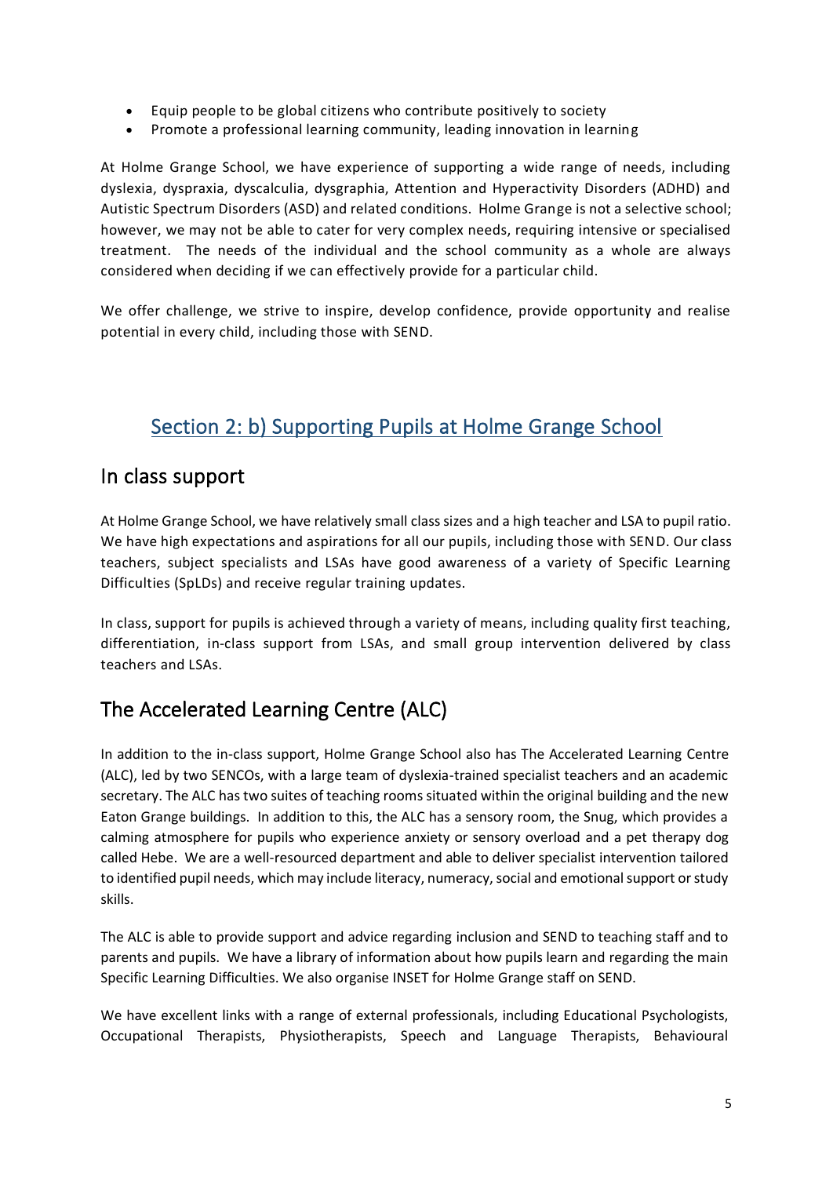- Equip people to be global citizens who contribute positively to society
- Promote a professional learning community, leading innovation in learning

At Holme Grange School, we have experience of supporting a wide range of needs, including dyslexia, dyspraxia, dyscalculia, dysgraphia, Attention and Hyperactivity Disorders (ADHD) and Autistic Spectrum Disorders (ASD) and related conditions. Holme Grange is not a selective school; however, we may not be able to cater for very complex needs, requiring intensive or specialised treatment. The needs of the individual and the school community as a whole are always considered when deciding if we can effectively provide for a particular child.

We offer challenge, we strive to inspire, develop confidence, provide opportunity and realise potential in every child, including those with SEND.

# Section 2: b) Supporting Pupils at Holme Grange School

## In class support

At Holme Grange School, we have relatively small class sizes and a high teacher and LSA to pupil ratio. We have high expectations and aspirations for all our pupils, including those with SEND. Our class teachers, subject specialists and LSAs have good awareness of a variety of Specific Learning Difficulties (SpLDs) and receive regular training updates.

In class, support for pupils is achieved through a variety of means, including quality first teaching, differentiation, in-class support from LSAs, and small group intervention delivered by class teachers and LSAs.

## The Accelerated Learning Centre (ALC)

In addition to the in-class support, Holme Grange School also has The Accelerated Learning Centre (ALC), led by two SENCOs, with a large team of dyslexia-trained specialist teachers and an academic secretary. The ALC has two suites of teaching rooms situated within the original building and the new Eaton Grange buildings. In addition to this, the ALC has a sensory room, the Snug, which provides a calming atmosphere for pupils who experience anxiety or sensory overload and a pet therapy dog called Hebe. We are a well-resourced department and able to deliver specialist intervention tailored to identified pupil needs, which may include literacy, numeracy, social and emotional support or study skills.

The ALC is able to provide support and advice regarding inclusion and SEND to teaching staff and to parents and pupils. We have a library of information about how pupils learn and regarding the main Specific Learning Difficulties. We also organise INSET for Holme Grange staff on SEND.

We have excellent links with a range of external professionals, including Educational Psychologists, Occupational Therapists, Physiotherapists, Speech and Language Therapists, Behavioural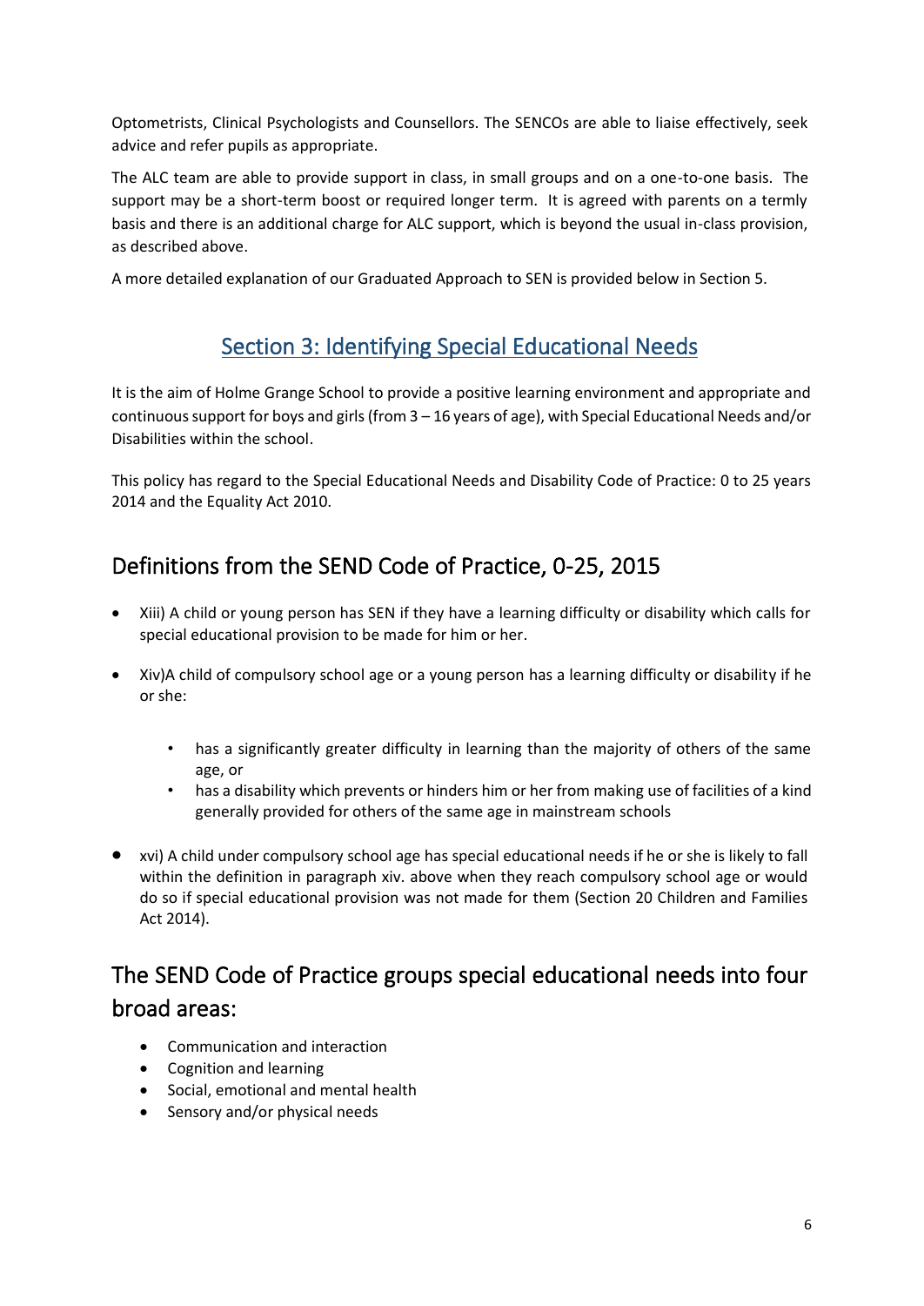Optometrists, Clinical Psychologists and Counsellors. The SENCOs are able to liaise effectively, seek advice and refer pupils as appropriate.

The ALC team are able to provide support in class, in small groups and on a one-to-one basis. The support may be a short-term boost or required longer term. It is agreed with parents on a termly basis and there is an additional charge for ALC support, which is beyond the usual in-class provision, as described above.

A more detailed explanation of our Graduated Approach to SEN is provided below in Section 5.

## Section 3: Identifying Special Educational Needs

It is the aim of Holme Grange School to provide a positive learning environment and appropriate and continuous support for boys and girls (from 3 – 16 years of age), with Special Educational Needs and/or Disabilities within the school.

This policy has regard to the Special Educational Needs and Disability Code of Practice: 0 to 25 years 2014 and the Equality Act 2010.

### Definitions from the SEND Code of Practice, 0-25, 2015

- Xiii) A child or young person has SEN if they have a learning difficulty or disability which calls for special educational provision to be made for him or her.
- Xiv)A child of compulsory school age or a young person has a learning difficulty or disability if he or she:
    - has a significantly greater difficulty in learning than the majority of others of the same age, or
    - has a disability which prevents or hinders him or her from making use of facilities of a kind generally provided for others of the same age in mainstream schools
- xvi) A child under compulsory school age has special educational needs if he or she is likely to fall within the definition in paragraph xiv. above when they reach compulsory school age or would do so if special educational provision was not made for them (Section 20 Children and Families Act 2014).

### The SEND Code of Practice groups special educational needs into four broad areas:

- Communication and interaction
- Cognition and learning
- Social, emotional and mental health
- Sensory and/or physical needs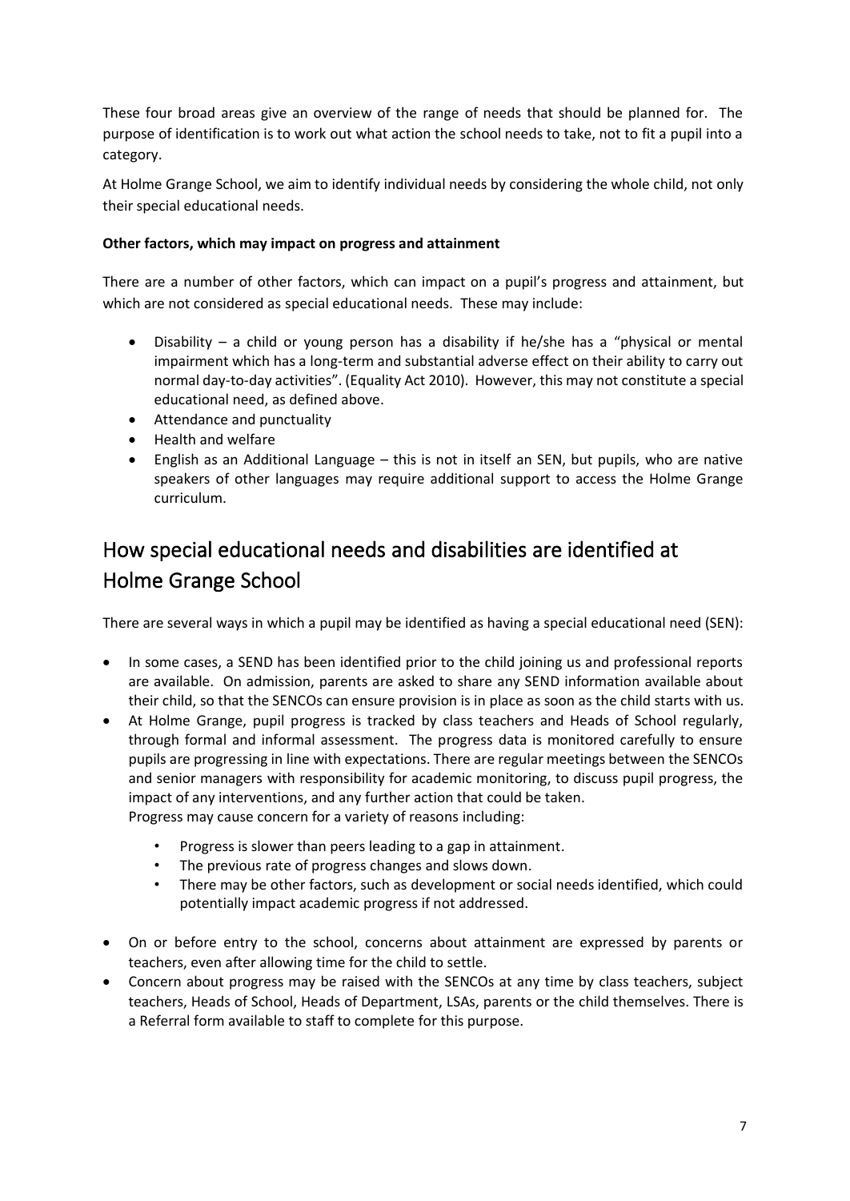These four broad areas give an overview of the range of needs that should be planned for. The purpose of identification is to work out what action the school needs to take, not to fit a pupil into a category.

At Holme Grange School, we aim to identify individual needs by considering the whole child, not only their special educational needs.

**Other factors, which may impact on progress and attainment**

There are a number of other factors, which can impact on a pupil's progress and attainment, but which are not considered as special educational needs. These may include:

- Disability – a child or young person has a disability if he/she has a "physical or mental impairment which has a long-term and substantial adverse effect on their ability to carry out normal day-to-day activities". (Equality Act 2010). However, this may not constitute a special educational need, as defined above.
- Attendance and punctuality
- Health and welfare
- English as an Additional Language – this is not in itself an SEN, but pupils, who are native speakers of other languages may require additional support to access the Holme Grange curriculum.

## How special educational needs and disabilities are identified at Holme Grange School

There are several ways in which a pupil may be identified as having a special educational need (SEN):

- In some cases, a SEND has been identified prior to the child joining us and professional reports are available. On admission, parents are asked to share any SEND information available about their child, so that the SENCOs can ensure provision is in place as soon as the child starts with us.
- At Holme Grange, pupil progress is tracked by class teachers and Heads of School regularly, through formal and informal assessment. The progress data is monitored carefully to ensure pupils are progressing in line with expectations. There are regular meetings between the SENCOs and senior managers with responsibility for academic monitoring, to discuss pupil progress, the impact of any interventions, and any further action that could be taken.
  Progress may cause concern for a variety of reasons including:
  - Progress is slower than peers leading to a gap in attainment.
  - The previous rate of progress changes and slows down.
  - There may be other factors, such as development or social needs identified, which could potentially impact academic progress if not addressed.
- On or before entry to the school, concerns about attainment are expressed by parents or teachers, even after allowing time for the child to settle.
- Concern about progress may be raised with the SENCOs at any time by class teachers, subject teachers, Heads of School, Heads of Department, LSAs, parents or the child themselves. There is a Referral form available to staff to complete for this purpose.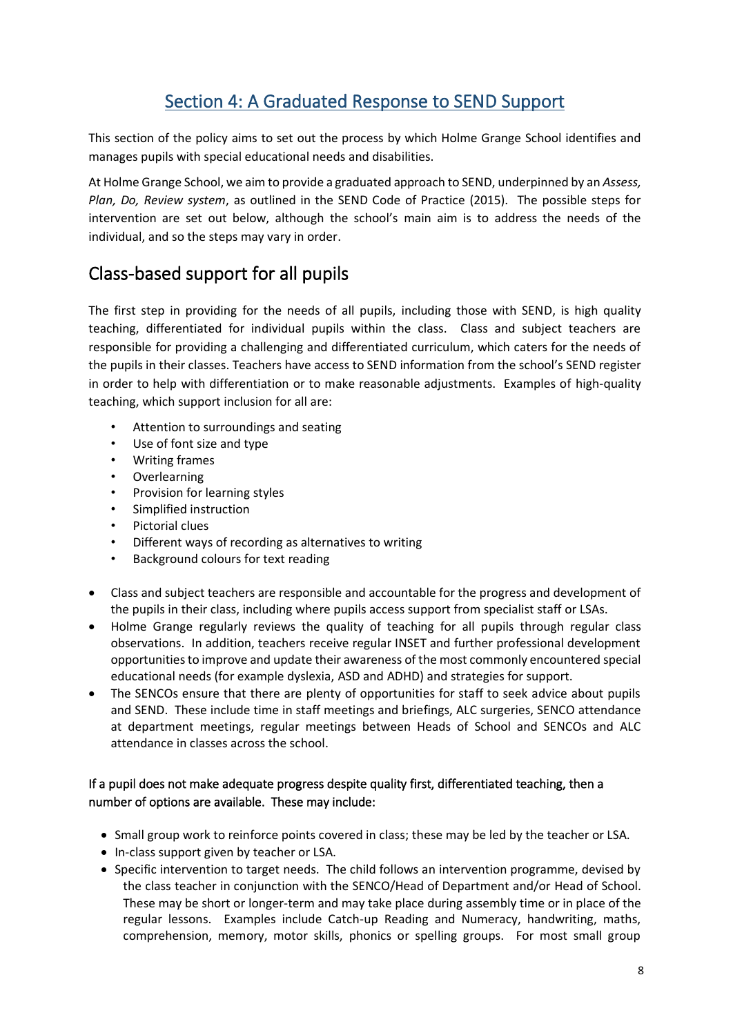## Section 4: A Graduated Response to SEND Support

This section of the policy aims to set out the process by which Holme Grange School identifies and manages pupils with special educational needs and disabilities.

At Holme Grange School, we aim to provide a graduated approach to SEND, underpinned by an *Assess, Plan, Do, Review system*, as outlined in the SEND Code of Practice (2015). The possible steps for intervention are set out below, although the school's main aim is to address the needs of the individual, and so the steps may vary in order.

## Class-based support for all pupils

The first step in providing for the needs of all pupils, including those with SEND, is high quality teaching, differentiated for individual pupils within the class. Class and subject teachers are responsible for providing a challenging and differentiated curriculum, which caters for the needs of the pupils in their classes. Teachers have access to SEND information from the school's SEND register in order to help with differentiation or to make reasonable adjustments. Examples of high-quality teaching, which support inclusion for all are:

- Attention to surroundings and seating
- Use of font size and type
- Writing frames
- Overlearning
- Provision for learning styles
- Simplified instruction
- Pictorial clues
- Different ways of recording as alternatives to writing
- Background colours for text reading

- Class and subject teachers are responsible and accountable for the progress and development of the pupils in their class, including where pupils access support from specialist staff or LSAs.
- Holme Grange regularly reviews the quality of teaching for all pupils through regular class observations. In addition, teachers receive regular INSET and further professional development opportunities to improve and update their awareness of the most commonly encountered special educational needs (for example dyslexia, ASD and ADHD) and strategies for support.
- The SENCOs ensure that there are plenty of opportunities for staff to seek advice about pupils and SEND. These include time in staff meetings and briefings, ALC surgeries, SENCO attendance at department meetings, regular meetings between Heads of School and SENCOs and ALC attendance in classes across the school.

If a pupil does not make adequate progress despite quality first, differentiated teaching, then a number of options are available. These may include:

- Small group work to reinforce points covered in class; these may be led by the teacher or LSA.
- In-class support given by teacher or LSA.
- Specific intervention to target needs. The child follows an intervention programme, devised by the class teacher in conjunction with the SENCO/Head of Department and/or Head of School. These may be short or longer-term and may take place during assembly time or in place of the regular lessons. Examples include Catch-up Reading and Numeracy, handwriting, maths, comprehension, memory, motor skills, phonics or spelling groups. For most small group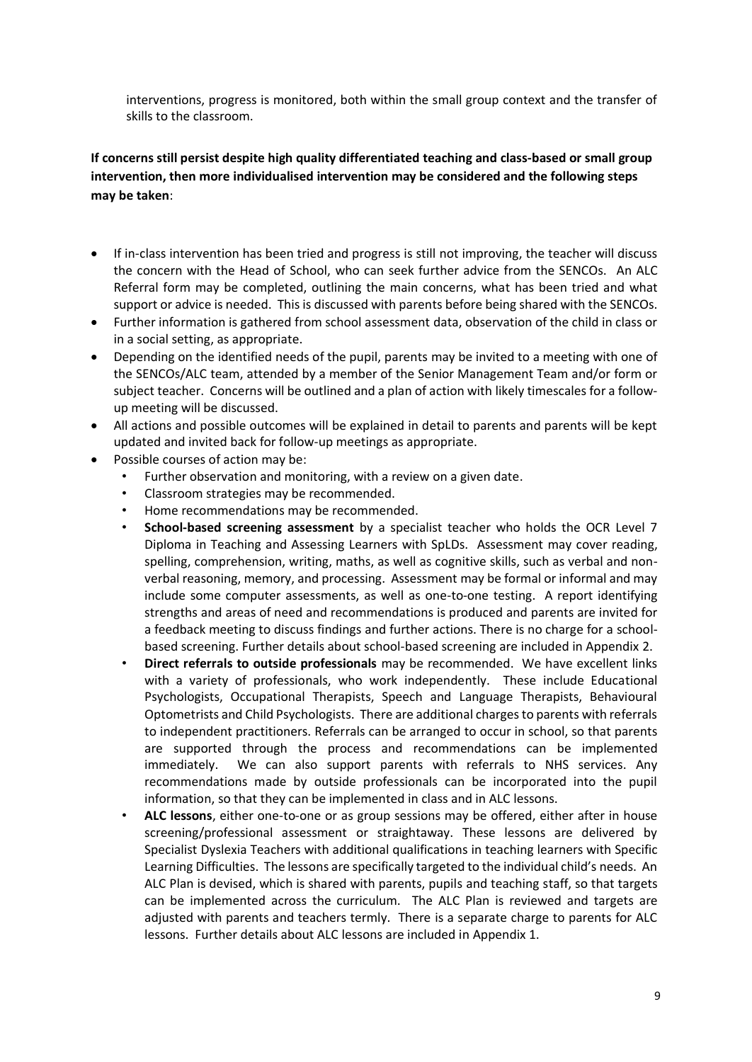interventions, progress is monitored, both within the small group context and the transfer of skills to the classroom.

**If concerns still persist despite high quality differentiated teaching and class-based or small group intervention, then more individualised intervention may be considered and the following steps may be taken**:

- If in-class intervention has been tried and progress is still not improving, the teacher will discuss the concern with the Head of School, who can seek further advice from the SENCOs. An ALC Referral form may be completed, outlining the main concerns, what has been tried and what support or advice is needed. This is discussed with parents before being shared with the SENCOs.
- Further information is gathered from school assessment data, observation of the child in class or in a social setting, as appropriate.
- Depending on the identified needs of the pupil, parents may be invited to a meeting with one of the SENCOs/ALC team, attended by a member of the Senior Management Team and/or form or subject teacher. Concerns will be outlined and a plan of action with likely timescales for a follow-up meeting will be discussed.
- All actions and possible outcomes will be explained in detail to parents and parents will be kept updated and invited back for follow-up meetings as appropriate.
- Possible courses of action may be:
    - Further observation and monitoring, with a review on a given date.
    - Classroom strategies may be recommended.
    - Home recommendations may be recommended.
    - **School-based screening assessment** by a specialist teacher who holds the OCR Level 7 Diploma in Teaching and Assessing Learners with SpLDs. Assessment may cover reading, spelling, comprehension, writing, maths, as well as cognitive skills, such as verbal and non-verbal reasoning, memory, and processing. Assessment may be formal or informal and may include some computer assessments, as well as one-to-one testing. A report identifying strengths and areas of need and recommendations is produced and parents are invited for a feedback meeting to discuss findings and further actions. There is no charge for a school-based screening. Further details about school-based screening are included in Appendix 2.
    - **Direct referrals to outside professionals** may be recommended. We have excellent links with a variety of professionals, who work independently. These include Educational Psychologists, Occupational Therapists, Speech and Language Therapists, Behavioural Optometrists and Child Psychologists. There are additional charges to parents with referrals to independent practitioners. Referrals can be arranged to occur in school, so that parents are supported through the process and recommendations can be implemented immediately. We can also support parents with referrals to NHS services. Any recommendations made by outside professionals can be incorporated into the pupil information, so that they can be implemented in class and in ALC lessons.
    - **ALC lessons**, either one-to-one or as group sessions may be offered, either after in house screening/professional assessment or straightaway. These lessons are delivered by Specialist Dyslexia Teachers with additional qualifications in teaching learners with Specific Learning Difficulties. The lessons are specifically targeted to the individual child's needs. An ALC Plan is devised, which is shared with parents, pupils and teaching staff, so that targets can be implemented across the curriculum. The ALC Plan is reviewed and targets are adjusted with parents and teachers termly. There is a separate charge to parents for ALC lessons. Further details about ALC lessons are included in Appendix 1.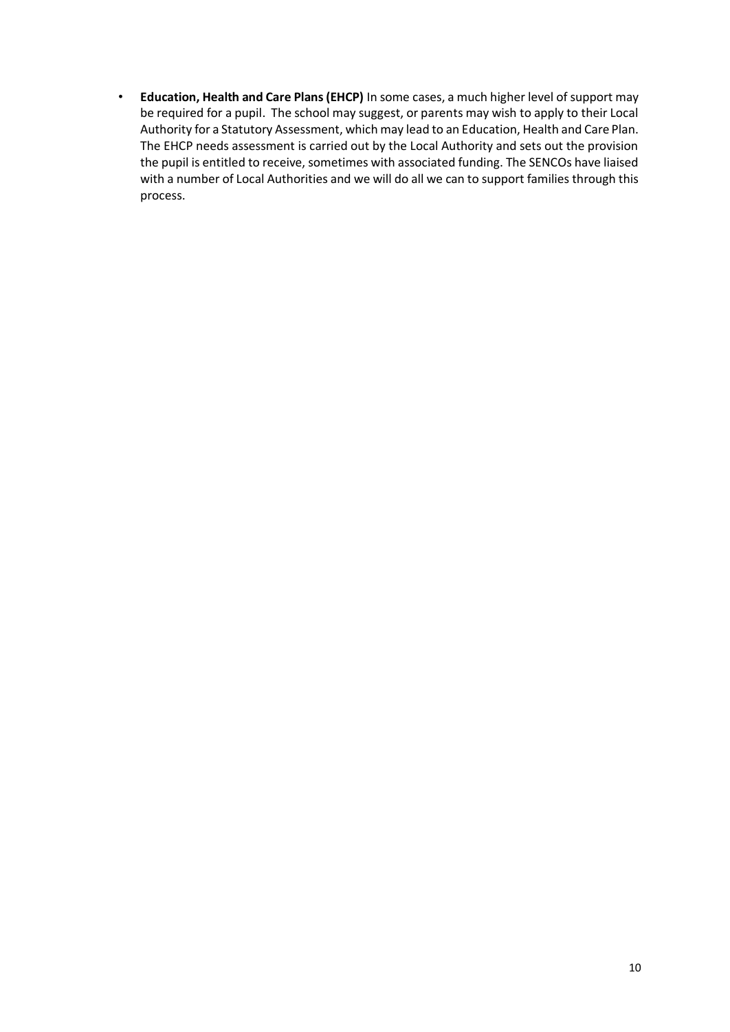- **Education, Health and Care Plans (EHCP)** In some cases, a much higher level of support may be required for a pupil. The school may suggest, or parents may wish to apply to their Local Authority for a Statutory Assessment, which may lead to an Education, Health and Care Plan. The EHCP needs assessment is carried out by the Local Authority and sets out the provision the pupil is entitled to receive, sometimes with associated funding. The SENCOs have liaised with a number of Local Authorities and we will do all we can to support families through this process.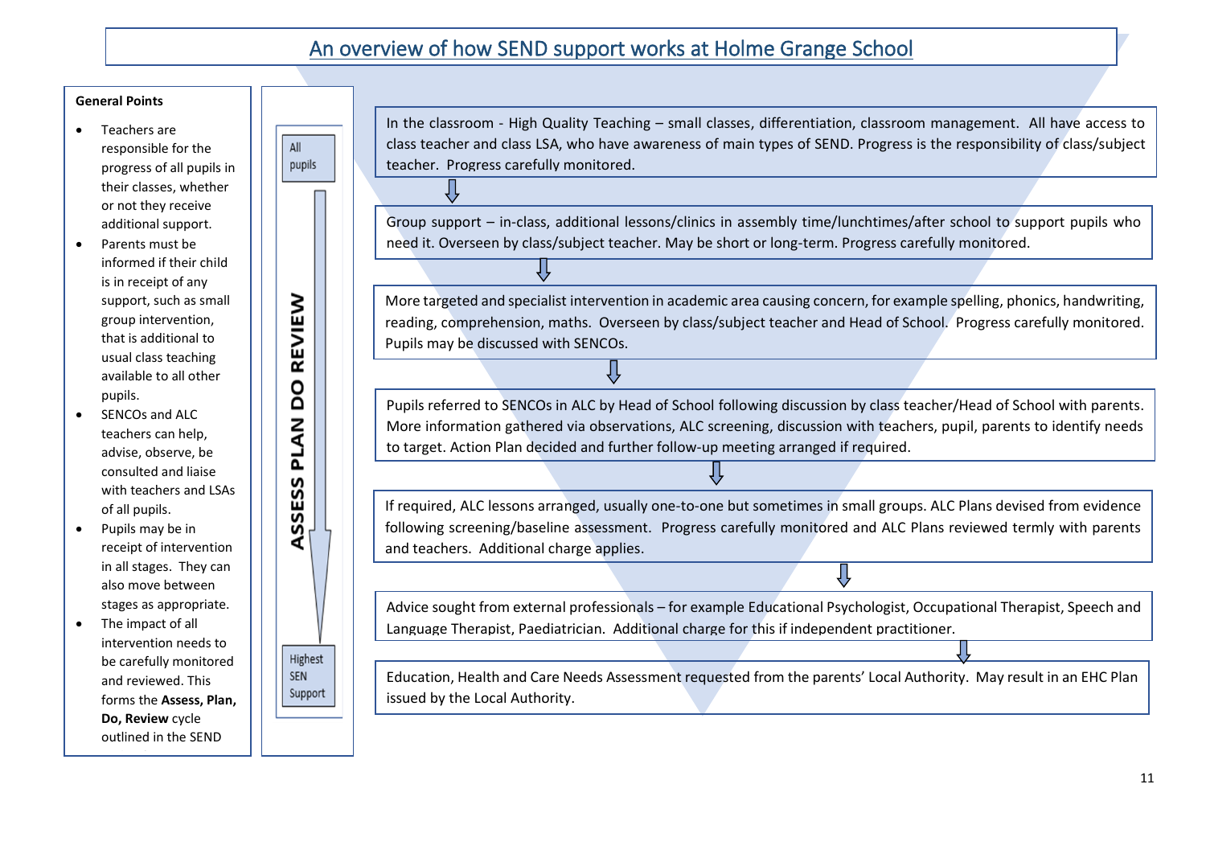# An overview of how SEND support works at Holme Grange School

**General Points**

- Teachers are responsible for the progress of all pupils in their classes, whether or not they receive additional support.
- Parents must be informed if their child is in receipt of any support, such as small group intervention, that is additional to usual class teaching available to all other pupils.
- SENCOs and ALC teachers can help, advise, observe, be consulted and liaise with teachers and LSAs of all pupils.
- Pupils may be in receipt of intervention in all stages. They can also move between stages as appropriate.
- The impact of all intervention needs to be carefully monitored and reviewed. This forms the **Assess, Plan, Do, Review** cycle outlined in the SEND

All pupils

ASSESS PLAN DO REVIEW

Highest SEN Support

In the classroom - High Quality Teaching – small classes, differentiation, classroom management. All have access to class teacher and class LSA, who have awareness of main types of SEND. Progress is the responsibility of class/subject teacher. Progress carefully monitored.

⇩

Group support – in-class, additional lessons/clinics in assembly time/lunchtimes/after school to support pupils who need it. Overseen by class/subject teacher. May be short or long-term. Progress carefully monitored.

⇩

More targeted and specialist intervention in academic area causing concern, for example spelling, phonics, handwriting, reading, comprehension, maths. Overseen by class/subject teacher and Head of School. Progress carefully monitored. Pupils may be discussed with SENCOs.

⇩

Pupils referred to SENCOs in ALC by Head of School following discussion by class teacher/Head of School with parents. More information gathered via observations, ALC screening, discussion with teachers, pupil, parents to identify needs to target. Action Plan decided and further follow-up meeting arranged if required.

⇩

If required, ALC lessons arranged, usually one-to-one but sometimes in small groups. ALC Plans devised from evidence following screening/baseline assessment. Progress carefully monitored and ALC Plans reviewed termly with parents and teachers. Additional charge applies.

⇩

Advice sought from external professionals – for example Educational Psychologist, Occupational Therapist, Speech and Language Therapist, Paediatrician. Additional charge for this if independent practitioner.

⇩

Education, Health and Care Needs Assessment requested from the parents' Local Authority. May result in an EHC Plan issued by the Local Authority.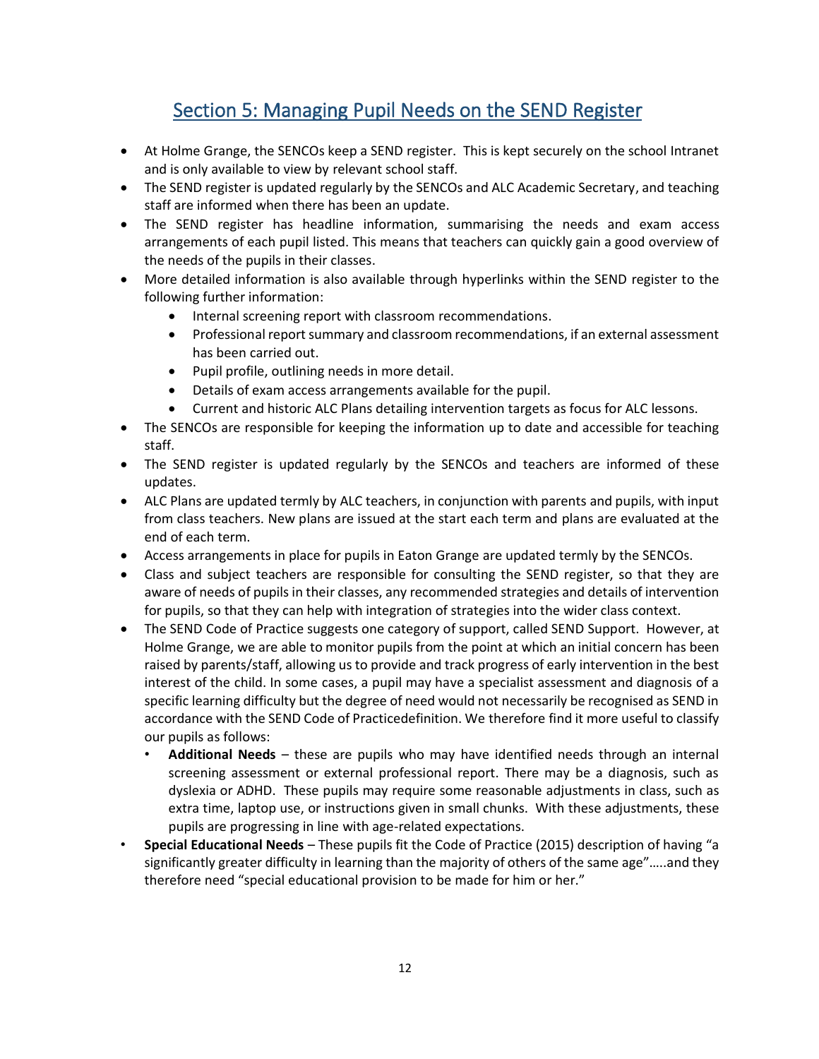## Section 5: Managing Pupil Needs on the SEND Register

- At Holme Grange, the SENCOs keep a SEND register. This is kept securely on the school Intranet and is only available to view by relevant school staff.
- The SEND register is updated regularly by the SENCOs and ALC Academic Secretary, and teaching staff are informed when there has been an update.
- The SEND register has headline information, summarising the needs and exam access arrangements of each pupil listed. This means that teachers can quickly gain a good overview of the needs of the pupils in their classes.
- More detailed information is also available through hyperlinks within the SEND register to the following further information:
    - Internal screening report with classroom recommendations.
    - Professional report summary and classroom recommendations, if an external assessment has been carried out.
    - Pupil profile, outlining needs in more detail.
    - Details of exam access arrangements available for the pupil.
    - Current and historic ALC Plans detailing intervention targets as focus for ALC lessons.
- The SENCOs are responsible for keeping the information up to date and accessible for teaching staff.
- The SEND register is updated regularly by the SENCOs and teachers are informed of these updates.
- ALC Plans are updated termly by ALC teachers, in conjunction with parents and pupils, with input from class teachers. New plans are issued at the start each term and plans are evaluated at the end of each term.
- Access arrangements in place for pupils in Eaton Grange are updated termly by the SENCOs.
- Class and subject teachers are responsible for consulting the SEND register, so that they are aware of needs of pupils in their classes, any recommended strategies and details of intervention for pupils, so that they can help with integration of strategies into the wider class context.
- The SEND Code of Practice suggests one category of support, called SEND Support. However, at Holme Grange, we are able to monitor pupils from the point at which an initial concern has been raised by parents/staff, allowing us to provide and track progress of early intervention in the best interest of the child. In some cases, a pupil may have a specialist assessment and diagnosis of a specific learning difficulty but the degree of need would not necessarily be recognised as SEND in accordance with the SEND Code of Practicedefinition. We therefore find it more useful to classify our pupils as follows:
    - **Additional Needs** – these are pupils who may have identified needs through an internal screening assessment or external professional report. There may be a diagnosis, such as dyslexia or ADHD. These pupils may require some reasonable adjustments in class, such as extra time, laptop use, or instructions given in small chunks. With these adjustments, these pupils are progressing in line with age-related expectations.
- **Special Educational Needs** – These pupils fit the Code of Practice (2015) description of having "a significantly greater difficulty in learning than the majority of others of the same age"…..and they therefore need "special educational provision to be made for him or her."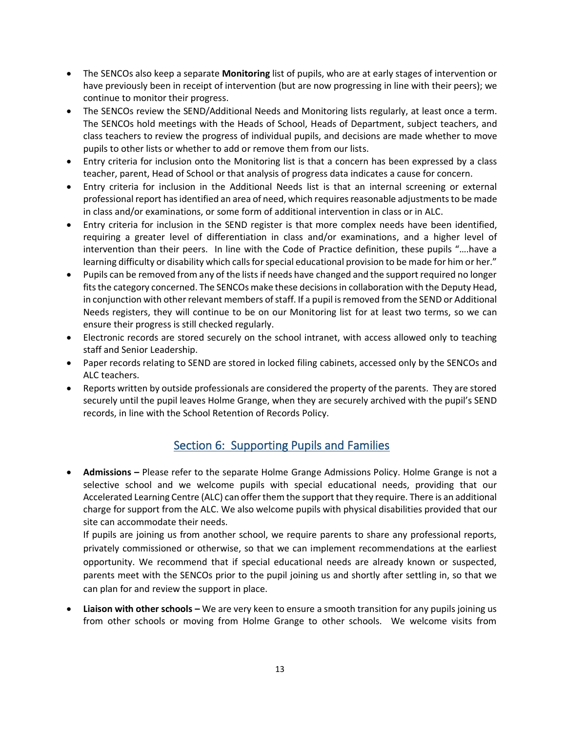- The SENCOs also keep a separate **Monitoring** list of pupils, who are at early stages of intervention or have previously been in receipt of intervention (but are now progressing in line with their peers); we continue to monitor their progress.
- The SENCOs review the SEND/Additional Needs and Monitoring lists regularly, at least once a term. The SENCOs hold meetings with the Heads of School, Heads of Department, subject teachers, and class teachers to review the progress of individual pupils, and decisions are made whether to move pupils to other lists or whether to add or remove them from our lists.
- Entry criteria for inclusion onto the Monitoring list is that a concern has been expressed by a class teacher, parent, Head of School or that analysis of progress data indicates a cause for concern.
- Entry criteria for inclusion in the Additional Needs list is that an internal screening or external professional report has identified an area of need, which requires reasonable adjustments to be made in class and/or examinations, or some form of additional intervention in class or in ALC.
- Entry criteria for inclusion in the SEND register is that more complex needs have been identified, requiring a greater level of differentiation in class and/or examinations, and a higher level of intervention than their peers. In line with the Code of Practice definition, these pupils "….have a learning difficulty or disability which calls for special educational provision to be made for him or her."
- Pupils can be removed from any of the lists if needs have changed and the support required no longer fits the category concerned. The SENCOs make these decisions in collaboration with the Deputy Head, in conjunction with other relevant members of staff. If a pupil is removed from the SEND or Additional Needs registers, they will continue to be on our Monitoring list for at least two terms, so we can ensure their progress is still checked regularly.
- Electronic records are stored securely on the school intranet, with access allowed only to teaching staff and Senior Leadership.
- Paper records relating to SEND are stored in locked filing cabinets, accessed only by the SENCOs and ALC teachers.
- Reports written by outside professionals are considered the property of the parents. They are stored securely until the pupil leaves Holme Grange, when they are securely archived with the pupil's SEND records, in line with the School Retention of Records Policy.

## Section 6: Supporting Pupils and Families

- **Admissions –** Please refer to the separate Holme Grange Admissions Policy. Holme Grange is not a selective school and we welcome pupils with special educational needs, providing that our Accelerated Learning Centre (ALC) can offer them the support that they require. There is an additional charge for support from the ALC. We also welcome pupils with physical disabilities provided that our site can accommodate their needs.

  If pupils are joining us from another school, we require parents to share any professional reports, privately commissioned or otherwise, so that we can implement recommendations at the earliest opportunity. We recommend that if special educational needs are already known or suspected, parents meet with the SENCOs prior to the pupil joining us and shortly after settling in, so that we can plan for and review the support in place.

- **Liaison with other schools –** We are very keen to ensure a smooth transition for any pupils joining us from other schools or moving from Holme Grange to other schools. We welcome visits from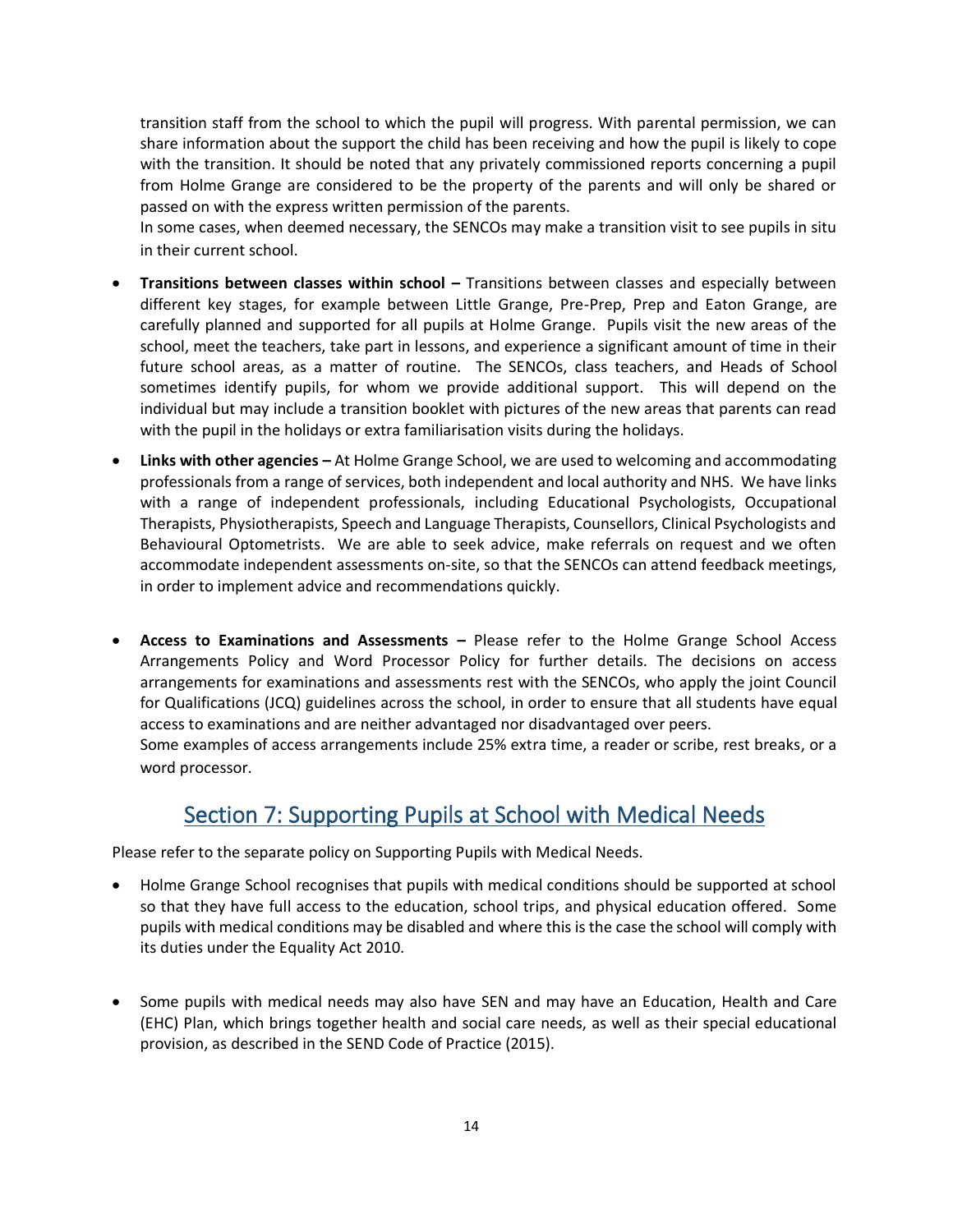transition staff from the school to which the pupil will progress. With parental permission, we can share information about the support the child has been receiving and how the pupil is likely to cope with the transition. It should be noted that any privately commissioned reports concerning a pupil from Holme Grange are considered to be the property of the parents and will only be shared or passed on with the express written permission of the parents.
In some cases, when deemed necessary, the SENCOs may make a transition visit to see pupils in situ in their current school.

- **Transitions between classes within school –** Transitions between classes and especially between different key stages, for example between Little Grange, Pre-Prep, Prep and Eaton Grange, are carefully planned and supported for all pupils at Holme Grange. Pupils visit the new areas of the school, meet the teachers, take part in lessons, and experience a significant amount of time in their future school areas, as a matter of routine. The SENCOs, class teachers, and Heads of School sometimes identify pupils, for whom we provide additional support. This will depend on the individual but may include a transition booklet with pictures of the new areas that parents can read with the pupil in the holidays or extra familiarisation visits during the holidays.
- **Links with other agencies –** At Holme Grange School, we are used to welcoming and accommodating professionals from a range of services, both independent and local authority and NHS. We have links with a range of independent professionals, including Educational Psychologists, Occupational Therapists, Physiotherapists, Speech and Language Therapists, Counsellors, Clinical Psychologists and Behavioural Optometrists. We are able to seek advice, make referrals on request and we often accommodate independent assessments on-site, so that the SENCOs can attend feedback meetings, in order to implement advice and recommendations quickly.
- **Access to Examinations and Assessments –** Please refer to the Holme Grange School Access Arrangements Policy and Word Processor Policy for further details. The decisions on access arrangements for examinations and assessments rest with the SENCOs, who apply the joint Council for Qualifications (JCQ) guidelines across the school, in order to ensure that all students have equal access to examinations and are neither advantaged nor disadvantaged over peers.
Some examples of access arrangements include 25% extra time, a reader or scribe, rest breaks, or a word processor.

## Section 7: Supporting Pupils at School with Medical Needs

Please refer to the separate policy on Supporting Pupils with Medical Needs.

- Holme Grange School recognises that pupils with medical conditions should be supported at school so that they have full access to the education, school trips, and physical education offered. Some pupils with medical conditions may be disabled and where this is the case the school will comply with its duties under the Equality Act 2010.
- Some pupils with medical needs may also have SEN and may have an Education, Health and Care (EHC) Plan, which brings together health and social care needs, as well as their special educational provision, as described in the SEND Code of Practice (2015).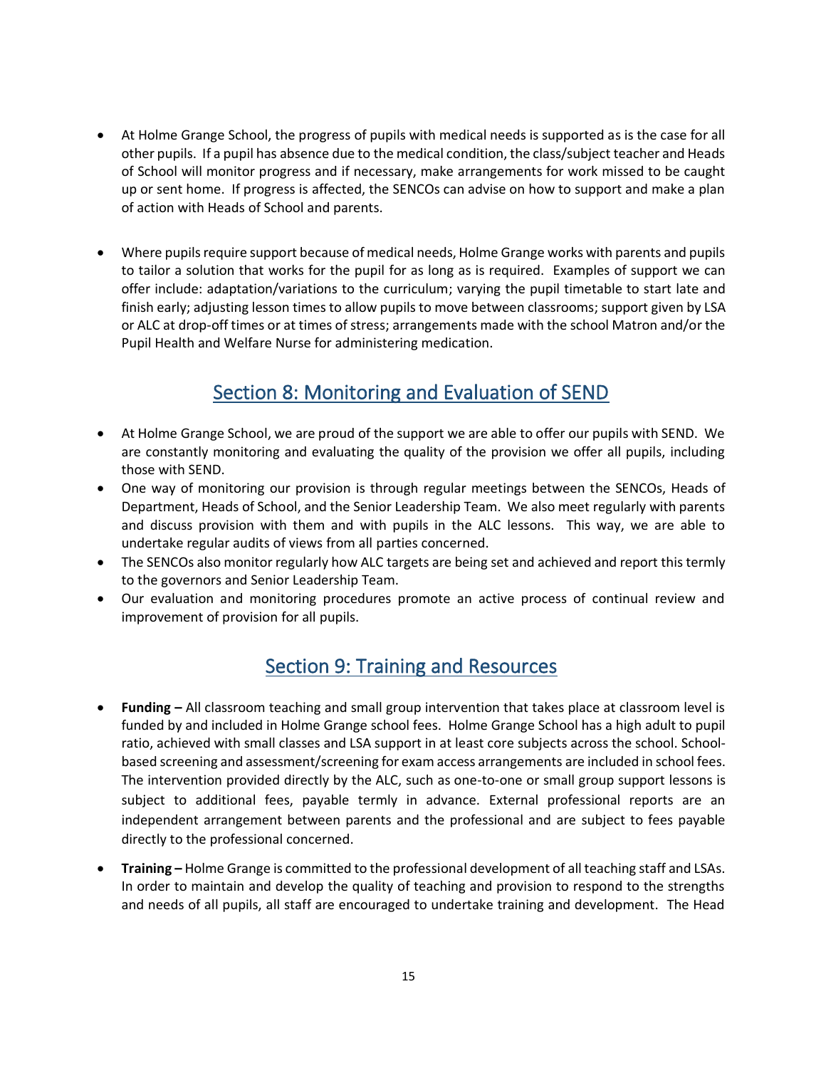- At Holme Grange School, the progress of pupils with medical needs is supported as is the case for all other pupils. If a pupil has absence due to the medical condition, the class/subject teacher and Heads of School will monitor progress and if necessary, make arrangements for work missed to be caught up or sent home. If progress is affected, the SENCOs can advise on how to support and make a plan of action with Heads of School and parents.

- Where pupils require support because of medical needs, Holme Grange works with parents and pupils to tailor a solution that works for the pupil for as long as is required. Examples of support we can offer include: adaptation/variations to the curriculum; varying the pupil timetable to start late and finish early; adjusting lesson times to allow pupils to move between classrooms; support given by LSA or ALC at drop-off times or at times of stress; arrangements made with the school Matron and/or the Pupil Health and Welfare Nurse for administering medication.

## Section 8: Monitoring and Evaluation of SEND

- At Holme Grange School, we are proud of the support we are able to offer our pupils with SEND. We are constantly monitoring and evaluating the quality of the provision we offer all pupils, including those with SEND.
- One way of monitoring our provision is through regular meetings between the SENCOs, Heads of Department, Heads of School, and the Senior Leadership Team. We also meet regularly with parents and discuss provision with them and with pupils in the ALC lessons. This way, we are able to undertake regular audits of views from all parties concerned.
- The SENCOs also monitor regularly how ALC targets are being set and achieved and report this termly to the governors and Senior Leadership Team.
- Our evaluation and monitoring procedures promote an active process of continual review and improvement of provision for all pupils.

## Section 9: Training and Resources

- **Funding –** All classroom teaching and small group intervention that takes place at classroom level is funded by and included in Holme Grange school fees. Holme Grange School has a high adult to pupil ratio, achieved with small classes and LSA support in at least core subjects across the school. School-based screening and assessment/screening for exam access arrangements are included in school fees. The intervention provided directly by the ALC, such as one-to-one or small group support lessons is subject to additional fees, payable termly in advance. External professional reports are an independent arrangement between parents and the professional and are subject to fees payable directly to the professional concerned.

- **Training –** Holme Grange is committed to the professional development of all teaching staff and LSAs. In order to maintain and develop the quality of teaching and provision to respond to the strengths and needs of all pupils, all staff are encouraged to undertake training and development. The Head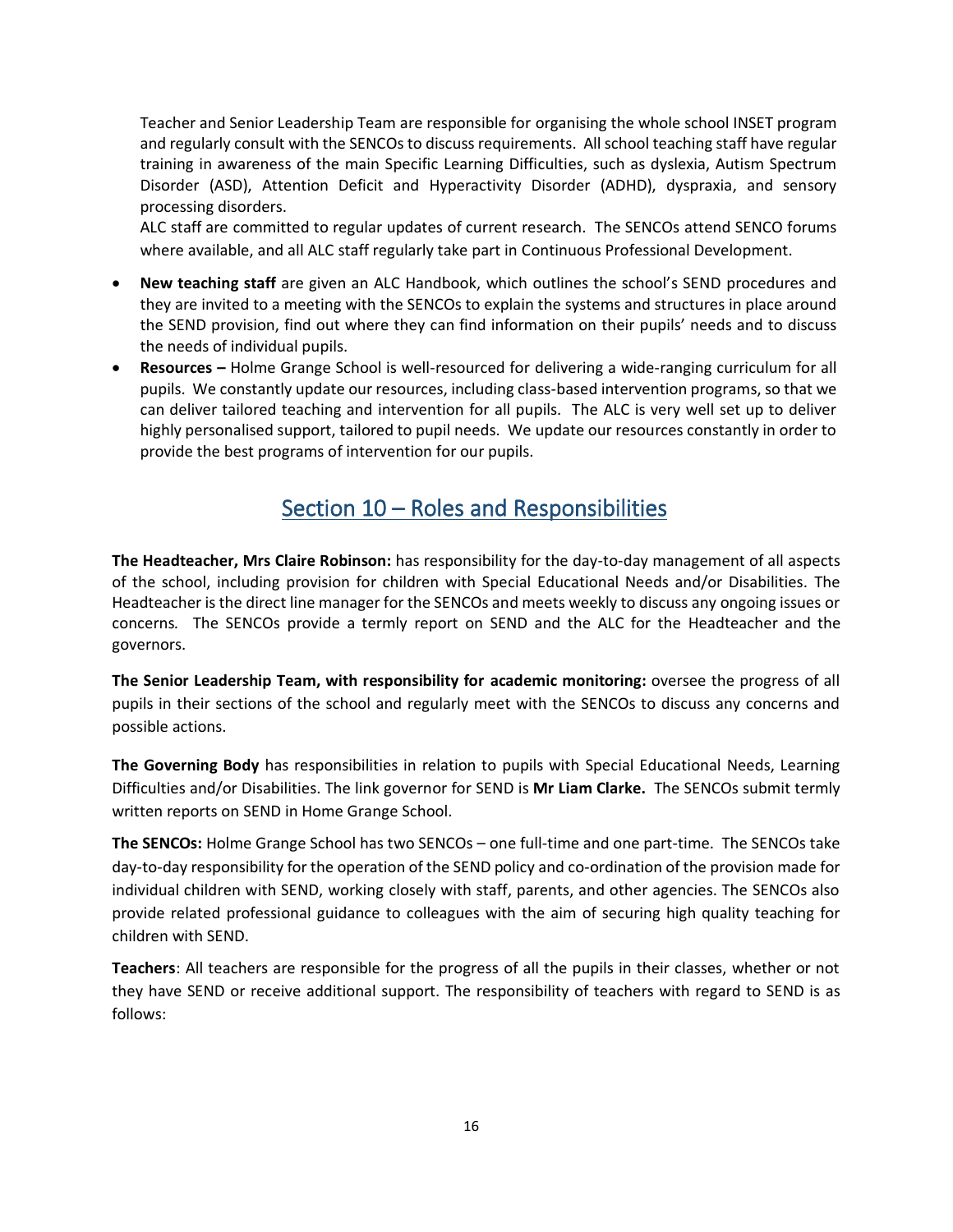Teacher and Senior Leadership Team are responsible for organising the whole school INSET program and regularly consult with the SENCOs to discuss requirements. All school teaching staff have regular training in awareness of the main Specific Learning Difficulties, such as dyslexia, Autism Spectrum Disorder (ASD), Attention Deficit and Hyperactivity Disorder (ADHD), dyspraxia, and sensory processing disorders.
ALC staff are committed to regular updates of current research. The SENCOs attend SENCO forums where available, and all ALC staff regularly take part in Continuous Professional Development.

- **New teaching staff** are given an ALC Handbook, which outlines the school's SEND procedures and they are invited to a meeting with the SENCOs to explain the systems and structures in place around the SEND provision, find out where they can find information on their pupils' needs and to discuss the needs of individual pupils.
- **Resources –** Holme Grange School is well-resourced for delivering a wide-ranging curriculum for all pupils. We constantly update our resources, including class-based intervention programs, so that we can deliver tailored teaching and intervention for all pupils. The ALC is very well set up to deliver highly personalised support, tailored to pupil needs. We update our resources constantly in order to provide the best programs of intervention for our pupils.

## Section 10 – Roles and Responsibilities

**The Headteacher, Mrs Claire Robinson:** has responsibility for the day-to-day management of all aspects of the school, including provision for children with Special Educational Needs and/or Disabilities. The Headteacher is the direct line manager for the SENCOs and meets weekly to discuss any ongoing issues or concerns. The SENCOs provide a termly report on SEND and the ALC for the Headteacher and the governors.

**The Senior Leadership Team, with responsibility for academic monitoring:** oversee the progress of all pupils in their sections of the school and regularly meet with the SENCOs to discuss any concerns and possible actions.

**The Governing Body** has responsibilities in relation to pupils with Special Educational Needs, Learning Difficulties and/or Disabilities. The link governor for SEND is **Mr Liam Clarke.** The SENCOs submit termly written reports on SEND in Home Grange School.

**The SENCOs:** Holme Grange School has two SENCOs – one full-time and one part-time. The SENCOs take day-to-day responsibility for the operation of the SEND policy and co-ordination of the provision made for individual children with SEND, working closely with staff, parents, and other agencies. The SENCOs also provide related professional guidance to colleagues with the aim of securing high quality teaching for children with SEND.

**Teachers**: All teachers are responsible for the progress of all the pupils in their classes, whether or not they have SEND or receive additional support. The responsibility of teachers with regard to SEND is as follows: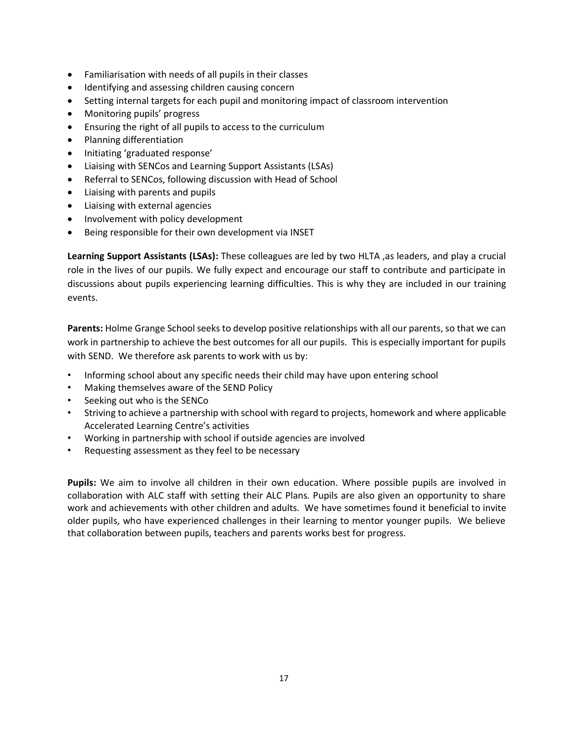- Familiarisation with needs of all pupils in their classes
- Identifying and assessing children causing concern
- Setting internal targets for each pupil and monitoring impact of classroom intervention
- Monitoring pupils' progress
- Ensuring the right of all pupils to access to the curriculum
- Planning differentiation
- Initiating 'graduated response'
- Liaising with SENCos and Learning Support Assistants (LSAs)
- Referral to SENCos, following discussion with Head of School
- Liaising with parents and pupils
- Liaising with external agencies
- Involvement with policy development
- Being responsible for their own development via INSET

**Learning Support Assistants (LSAs):** These colleagues are led by two HLTA ,as leaders, and play a crucial role in the lives of our pupils. We fully expect and encourage our staff to contribute and participate in discussions about pupils experiencing learning difficulties. This is why they are included in our training events.

**Parents:** Holme Grange School seeks to develop positive relationships with all our parents, so that we can work in partnership to achieve the best outcomes for all our pupils. This is especially important for pupils with SEND. We therefore ask parents to work with us by:

- Informing school about any specific needs their child may have upon entering school
- Making themselves aware of the SEND Policy
- Seeking out who is the SENCo
- Striving to achieve a partnership with school with regard to projects, homework and where applicable Accelerated Learning Centre's activities
- Working in partnership with school if outside agencies are involved
- Requesting assessment as they feel to be necessary

**Pupils:** We aim to involve all children in their own education. Where possible pupils are involved in collaboration with ALC staff with setting their ALC Plans. Pupils are also given an opportunity to share work and achievements with other children and adults. We have sometimes found it beneficial to invite older pupils, who have experienced challenges in their learning to mentor younger pupils. We believe that collaboration between pupils, teachers and parents works best for progress.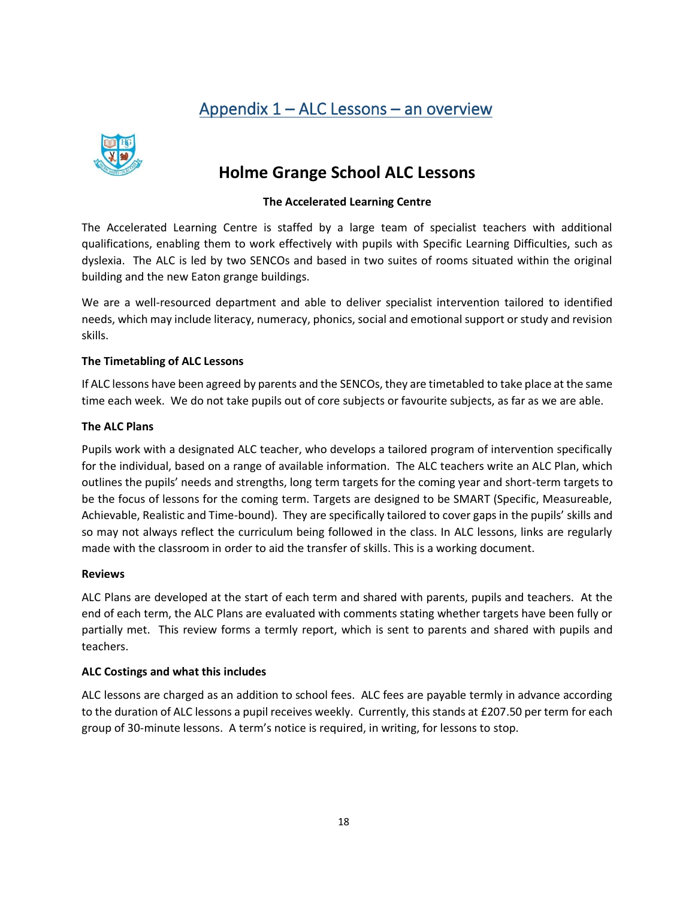# Appendix 1 – ALC Lessons – an overview

## Holme Grange School ALC Lessons

**The Accelerated Learning Centre**

The Accelerated Learning Centre is staffed by a large team of specialist teachers with additional qualifications, enabling them to work effectively with pupils with Specific Learning Difficulties, such as dyslexia. The ALC is led by two SENCOs and based in two suites of rooms situated within the original building and the new Eaton grange buildings.

We are a well-resourced department and able to deliver specialist intervention tailored to identified needs, which may include literacy, numeracy, phonics, social and emotional support or study and revision skills.

### The Timetabling of ALC Lessons

If ALC lessons have been agreed by parents and the SENCOs, they are timetabled to take place at the same time each week. We do not take pupils out of core subjects or favourite subjects, as far as we are able.

### The ALC Plans

Pupils work with a designated ALC teacher, who develops a tailored program of intervention specifically for the individual, based on a range of available information. The ALC teachers write an ALC Plan, which outlines the pupils' needs and strengths, long term targets for the coming year and short-term targets to be the focus of lessons for the coming term. Targets are designed to be SMART (Specific, Measureable, Achievable, Realistic and Time-bound). They are specifically tailored to cover gaps in the pupils' skills and so may not always reflect the curriculum being followed in the class. In ALC lessons, links are regularly made with the classroom in order to aid the transfer of skills. This is a working document.

### Reviews

ALC Plans are developed at the start of each term and shared with parents, pupils and teachers. At the end of each term, the ALC Plans are evaluated with comments stating whether targets have been fully or partially met. This review forms a termly report, which is sent to parents and shared with pupils and teachers.

### ALC Costings and what this includes

ALC lessons are charged as an addition to school fees. ALC fees are payable termly in advance according to the duration of ALC lessons a pupil receives weekly. Currently, this stands at £207.50 per term for each group of 30-minute lessons. A term's notice is required, in writing, for lessons to stop.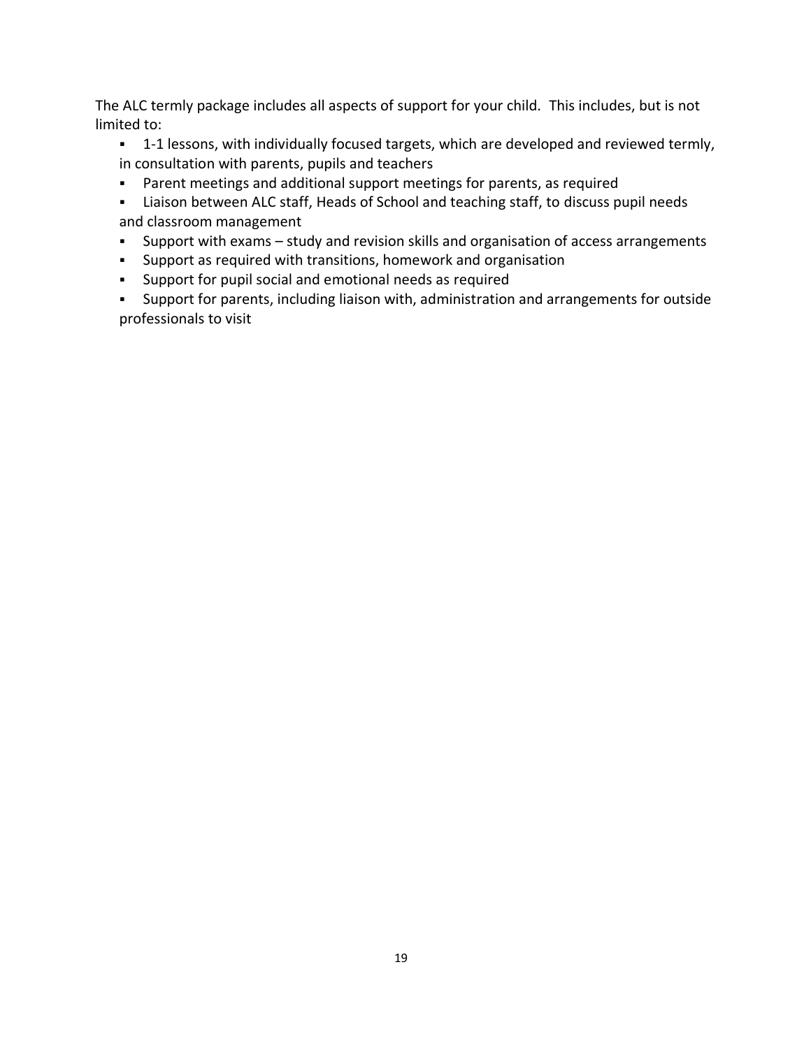The ALC termly package includes all aspects of support for your child. This includes, but is not limited to:

- 1-1 lessons, with individually focused targets, which are developed and reviewed termly, in consultation with parents, pupils and teachers
- Parent meetings and additional support meetings for parents, as required
- Liaison between ALC staff, Heads of School and teaching staff, to discuss pupil needs and classroom management
- Support with exams – study and revision skills and organisation of access arrangements
- Support as required with transitions, homework and organisation
- Support for pupil social and emotional needs as required
- Support for parents, including liaison with, administration and arrangements for outside professionals to visit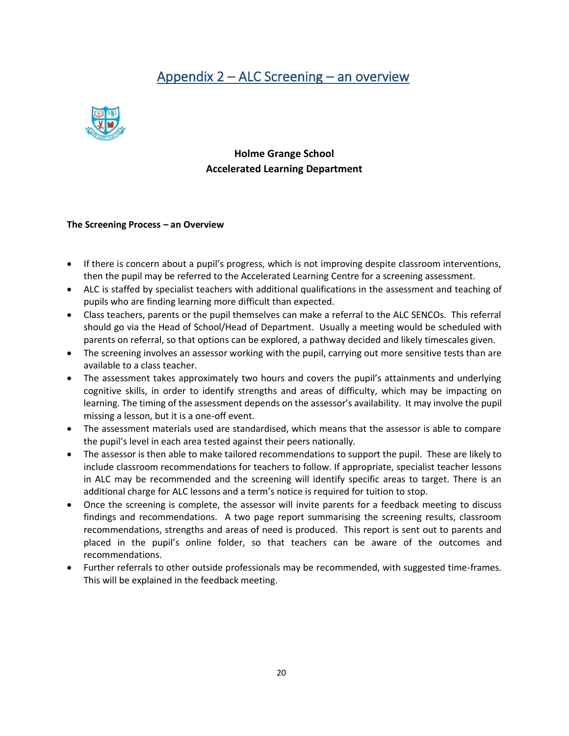# Appendix 2 – ALC Screening – an overview

**Holme Grange School**
**Accelerated Learning Department**

**The Screening Process – an Overview**

- If there is concern about a pupil's progress, which is not improving despite classroom interventions, then the pupil may be referred to the Accelerated Learning Centre for a screening assessment.
- ALC is staffed by specialist teachers with additional qualifications in the assessment and teaching of pupils who are finding learning more difficult than expected.
- Class teachers, parents or the pupil themselves can make a referral to the ALC SENCOs. This referral should go via the Head of School/Head of Department. Usually a meeting would be scheduled with parents on referral, so that options can be explored, a pathway decided and likely timescales given.
- The screening involves an assessor working with the pupil, carrying out more sensitive tests than are available to a class teacher.
- The assessment takes approximately two hours and covers the pupil's attainments and underlying cognitive skills, in order to identify strengths and areas of difficulty, which may be impacting on learning. The timing of the assessment depends on the assessor's availability. It may involve the pupil missing a lesson, but it is a one-off event.
- The assessment materials used are standardised, which means that the assessor is able to compare the pupil's level in each area tested against their peers nationally.
- The assessor is then able to make tailored recommendations to support the pupil. These are likely to include classroom recommendations for teachers to follow. If appropriate, specialist teacher lessons in ALC may be recommended and the screening will identify specific areas to target. There is an additional charge for ALC lessons and a term's notice is required for tuition to stop.
- Once the screening is complete, the assessor will invite parents for a feedback meeting to discuss findings and recommendations. A two page report summarising the screening results, classroom recommendations, strengths and areas of need is produced. This report is sent out to parents and placed in the pupil's online folder, so that teachers can be aware of the outcomes and recommendations.
- Further referrals to other outside professionals may be recommended, with suggested time-frames. This will be explained in the feedback meeting.